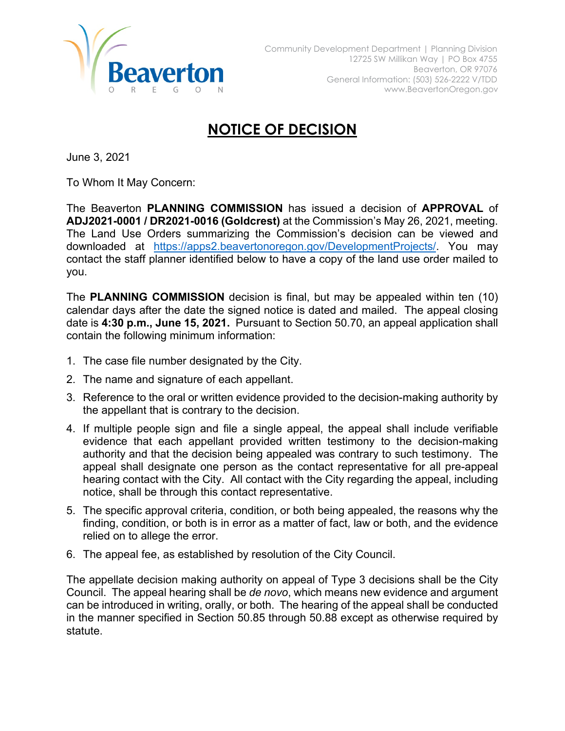Community Development Department | Planning Division
12725 SW Millikan Way | PO Box 4755
Beaverton, OR 97076
General Information: (503) 526-2222 V/TDD
www.BeavertonOregon.gov

# NOTICE OF DECISION

June 3, 2021

To Whom It May Concern:

The Beaverton **PLANNING COMMISSION** has issued a decision of **APPROVAL** of **ADJ2021-0001 / DR2021-0016 (Goldcrest)** at the Commission's May 26, 2021, meeting. The Land Use Orders summarizing the Commission's decision can be viewed and downloaded at https://apps2.beavertonoregon.gov/DevelopmentProjects/. You may contact the staff planner identified below to have a copy of the land use order mailed to you.

The **PLANNING COMMISSION** decision is final, but may be appealed within ten (10) calendar days after the date the signed notice is dated and mailed. The appeal closing date is **4:30 p.m., June 15, 2021.** Pursuant to Section 50.70, an appeal application shall contain the following minimum information:

1. The case file number designated by the City.
2. The name and signature of each appellant.
3. Reference to the oral or written evidence provided to the decision-making authority by the appellant that is contrary to the decision.
4. If multiple people sign and file a single appeal, the appeal shall include verifiable evidence that each appellant provided written testimony to the decision-making authority and that the decision being appealed was contrary to such testimony. The appeal shall designate one person as the contact representative for all pre-appeal hearing contact with the City. All contact with the City regarding the appeal, including notice, shall be through this contact representative.
5. The specific approval criteria, condition, or both being appealed, the reasons why the finding, condition, or both is in error as a matter of fact, law or both, and the evidence relied on to allege the error.
6. The appeal fee, as established by resolution of the City Council.

The appellate decision making authority on appeal of Type 3 decisions shall be the City Council. The appeal hearing shall be *de novo*, which means new evidence and argument can be introduced in writing, orally, or both. The hearing of the appeal shall be conducted in the manner specified in Section 50.85 through 50.88 except as otherwise required by statute.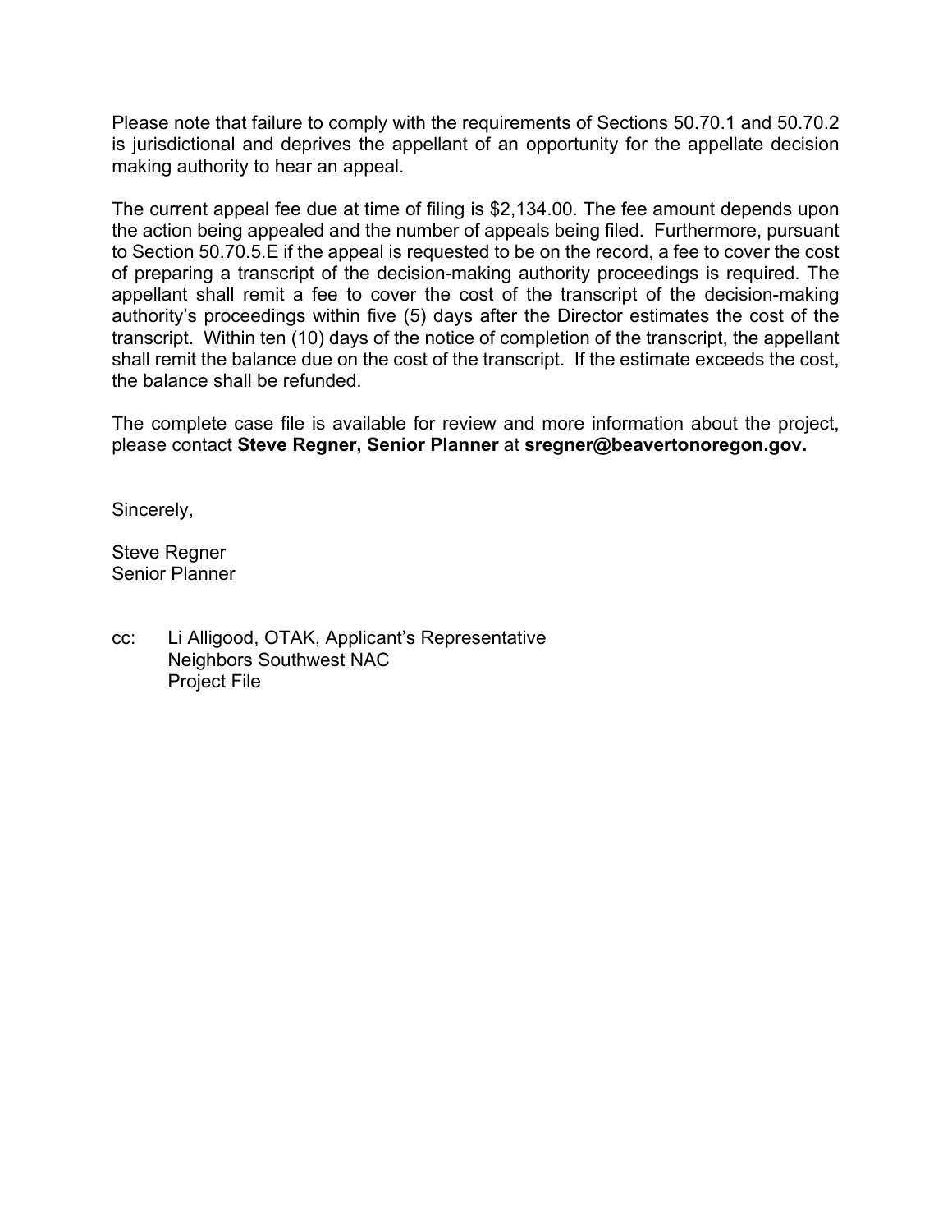Please note that failure to comply with the requirements of Sections 50.70.1 and 50.70.2 is jurisdictional and deprives the appellant of an opportunity for the appellate decision making authority to hear an appeal.

The current appeal fee due at time of filing is $2,134.00. The fee amount depends upon the action being appealed and the number of appeals being filed. Furthermore, pursuant to Section 50.70.5.E if the appeal is requested to be on the record, a fee to cover the cost of preparing a transcript of the decision-making authority proceedings is required. The appellant shall remit a fee to cover the cost of the transcript of the decision-making authority's proceedings within five (5) days after the Director estimates the cost of the transcript. Within ten (10) days of the notice of completion of the transcript, the appellant shall remit the balance due on the cost of the transcript. If the estimate exceeds the cost, the balance shall be refunded.

The complete case file is available for review and more information about the project, please contact **Steve Regner, Senior Planner** at **sregner@beavertonoregon.gov.**

Sincerely,

Steve Regner
Senior Planner

cc: Li Alligood, OTAK, Applicant's Representative
Neighbors Southwest NAC
Project File